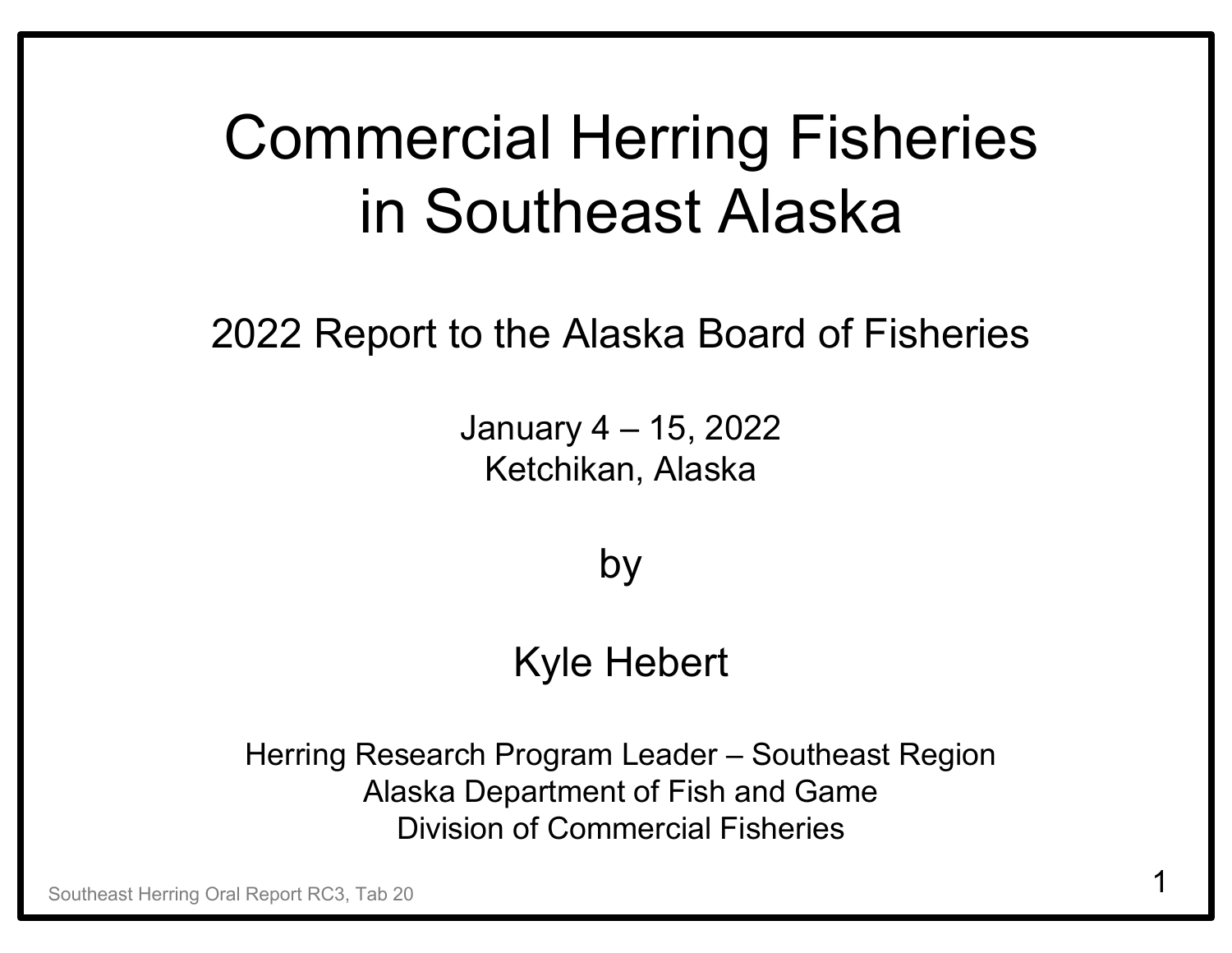# Commercial Herring Fisheries in Southeast Alaska

## 2022 Report to the Alaska Board of Fisheries

January 4 – 15, 2022
Ketchikan, Alaska

by

Kyle Hebert

Herring Research Program Leader – Southeast Region
Alaska Department of Fish and Game
Division of Commercial Fisheries

Southeast Herring Oral Report RC3, Tab 20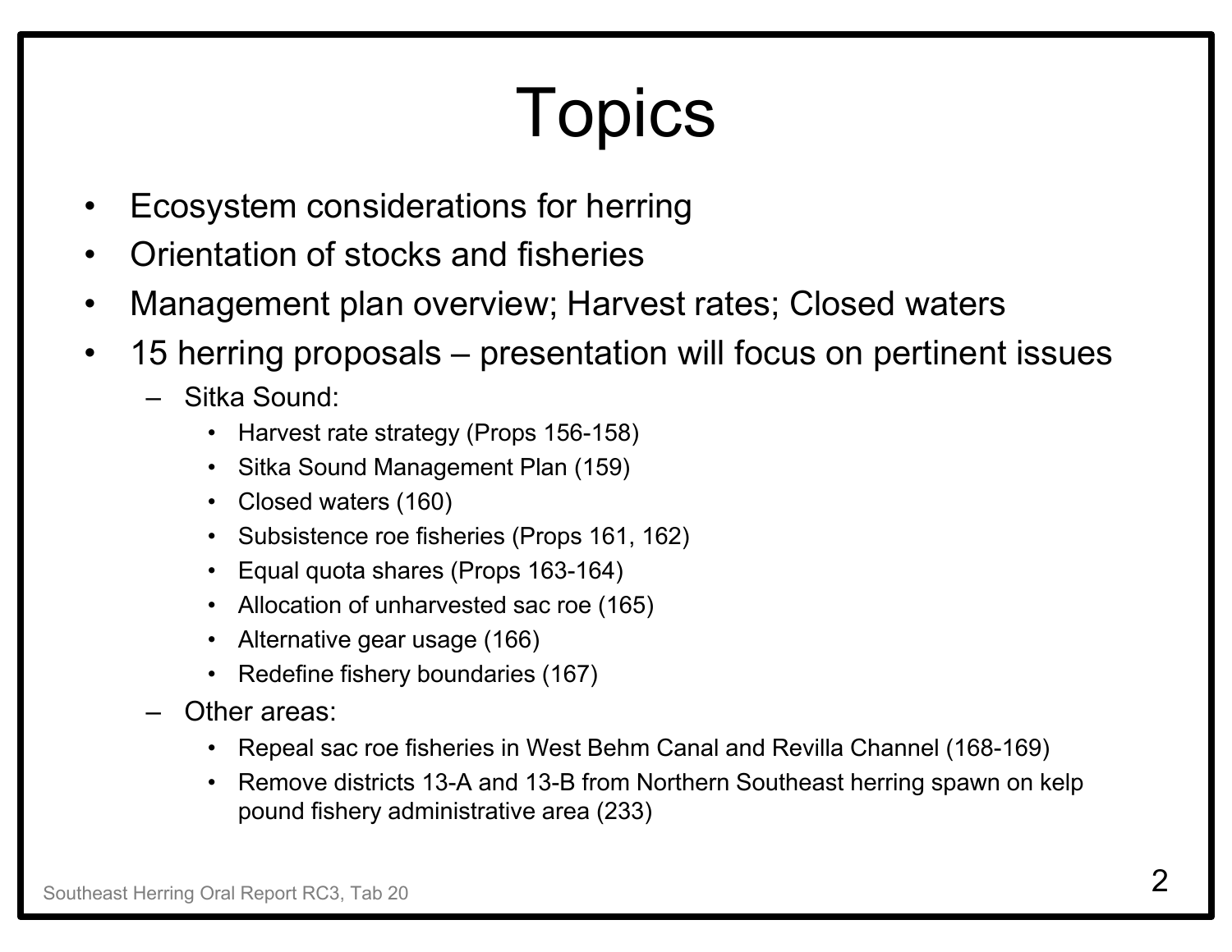# Topics

- Ecosystem considerations for herring
- Orientation of stocks and fisheries
- Management plan overview; Harvest rates; Closed waters
- 15 herring proposals – presentation will focus on pertinent issues
  - Sitka Sound:
    - Harvest rate strategy (Props 156-158)
    - Sitka Sound Management Plan (159)
    - Closed waters (160)
    - Subsistence roe fisheries (Props 161, 162)
    - Equal quota shares (Props 163-164)
    - Allocation of unharvested sac roe (165)
    - Alternative gear usage (166)
    - Redefine fishery boundaries (167)
  - Other areas:
    - Repeal sac roe fisheries in West Behm Canal and Revilla Channel (168-169)
    - Remove districts 13-A and 13-B from Northern Southeast herring spawn on kelp pound fishery administrative area (233)

Southeast Herring Oral Report RC3, Tab 20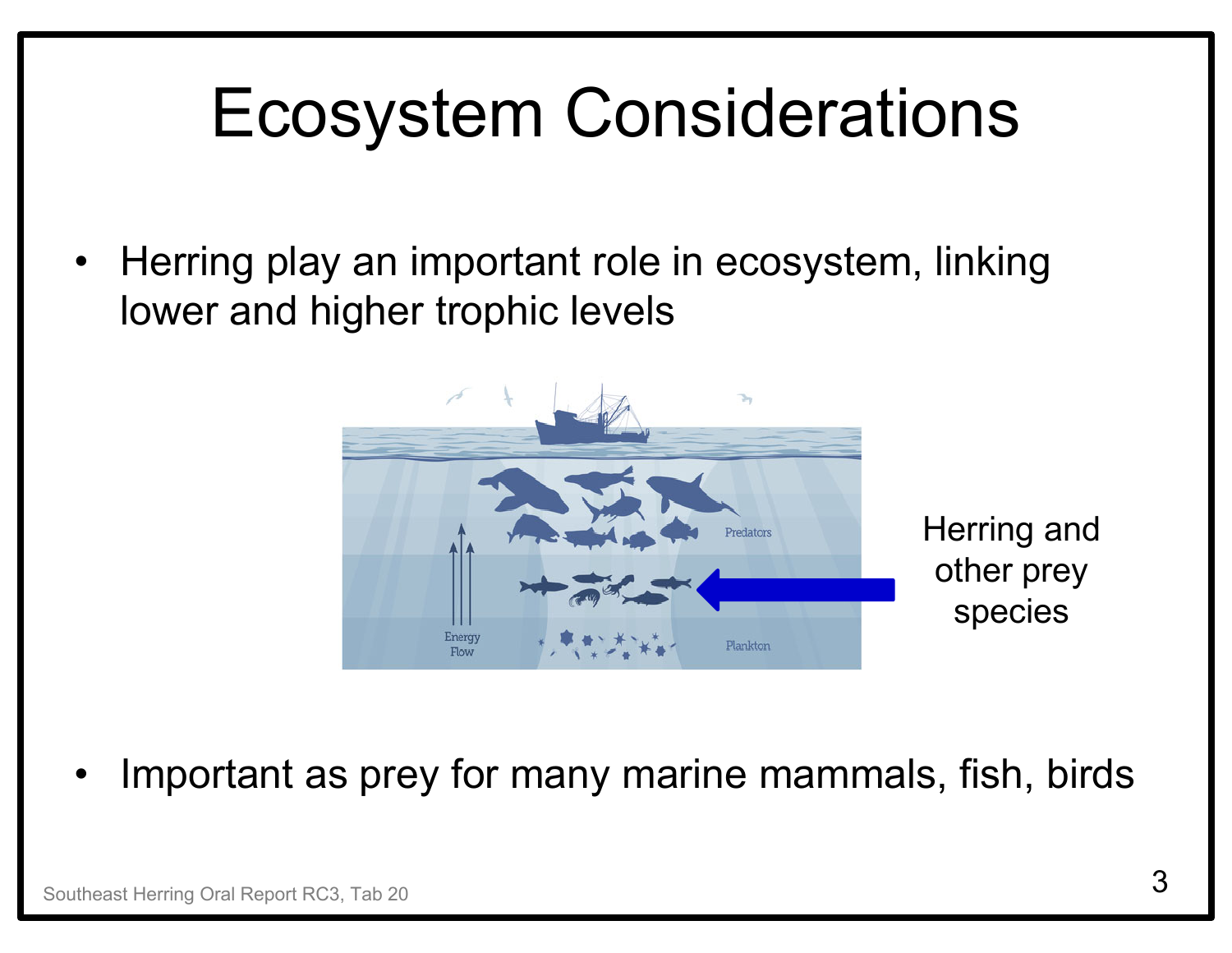# Ecosystem Considerations

- Herring play an important role in ecosystem, linking lower and higher trophic levels

Herring and other prey species

- Important as prey for many marine mammals, fish, birds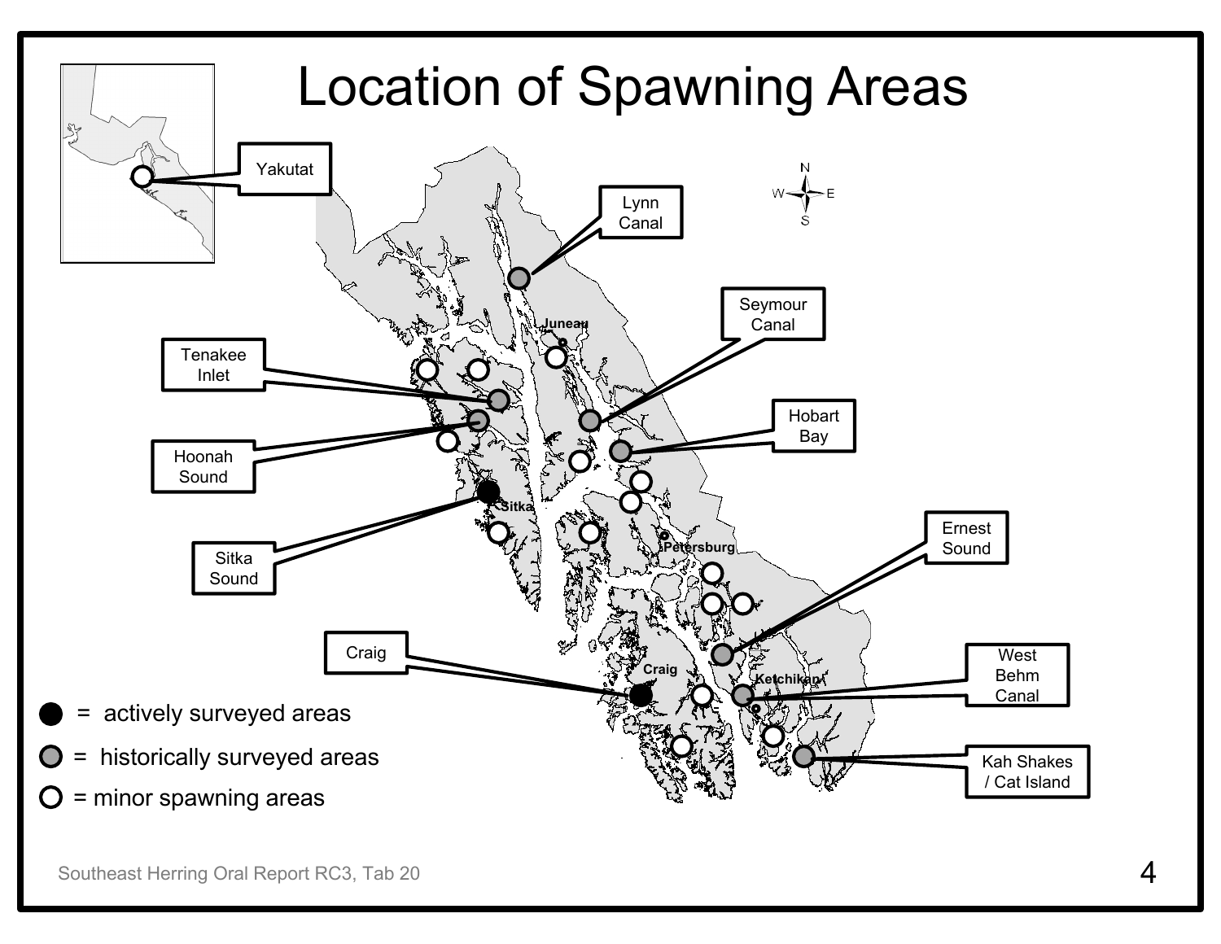# Location of Spawning Areas

Yakutat

Lynn Canal

Seymour Canal

Tenakee Inlet

Hobart Bay

Hoonah Sound

Sitka Sound

Ernest Sound

Craig

West Behm Canal

Kah Shakes / Cat Island

Juneau

Sitka

Petersburg

Craig

Ketchikan

- ● = actively surveyed areas
- ● = historically surveyed areas
- ○ = minor spawning areas

Southeast Herring Oral Report RC3, Tab 20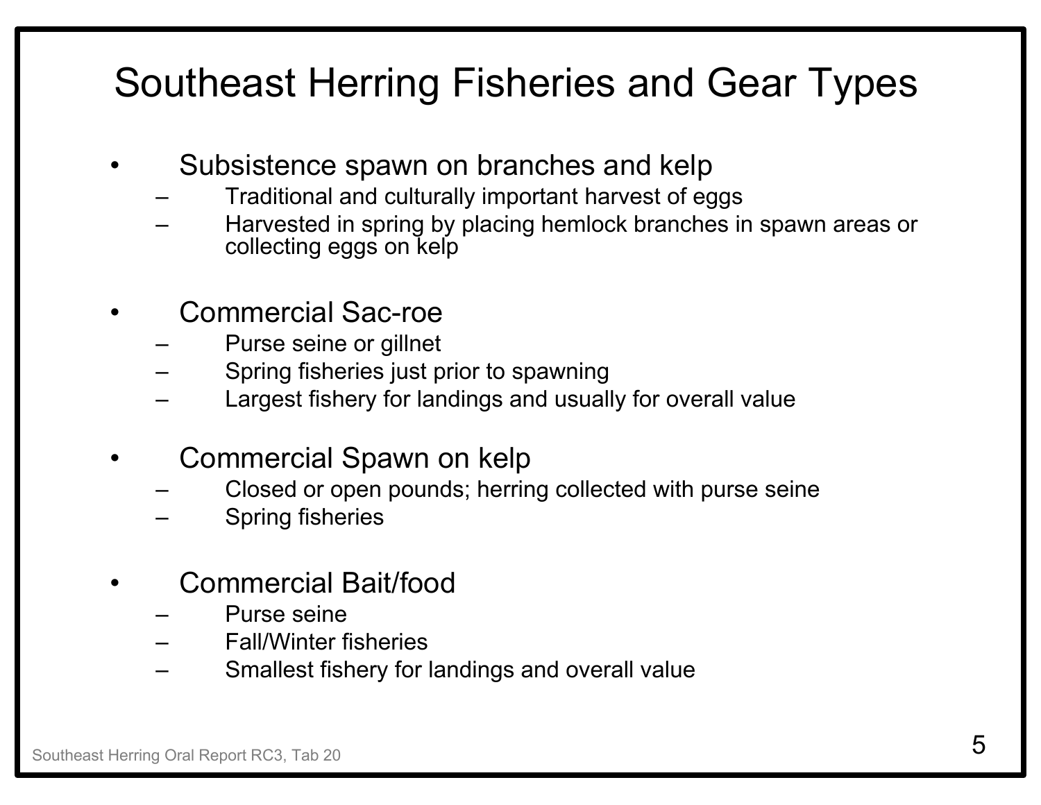# Southeast Herring Fisheries and Gear Types

- Subsistence spawn on branches and kelp
  - Traditional and culturally important harvest of eggs
  - Harvested in spring by placing hemlock branches in spawn areas or collecting eggs on kelp

- Commercial Sac-roe
  - Purse seine or gillnet
  - Spring fisheries just prior to spawning
  - Largest fishery for landings and usually for overall value

- Commercial Spawn on kelp
  - Closed or open pounds; herring collected with purse seine
  - Spring fisheries

- Commercial Bait/food
  - Purse seine
  - Fall/Winter fisheries
  - Smallest fishery for landings and overall value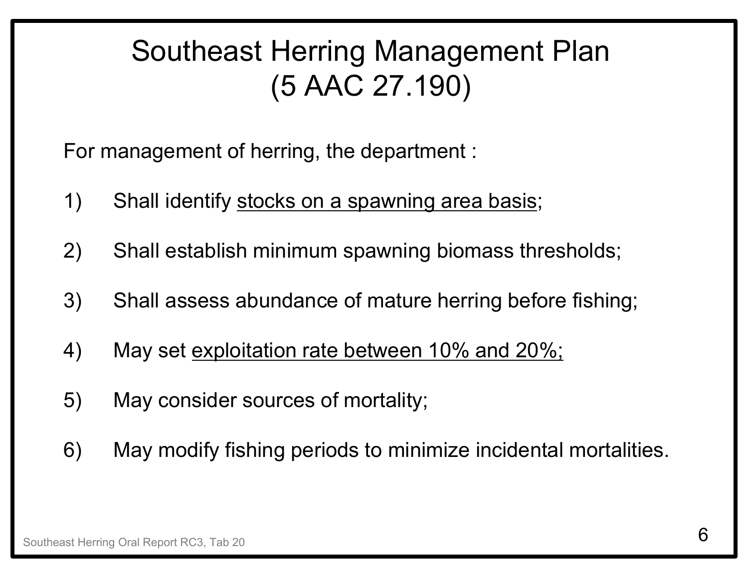# Southeast Herring Management Plan (5 AAC 27.190)

For management of herring, the department :

1) Shall identify <u>stocks on a spawning area basis</u>;

2) Shall establish minimum spawning biomass thresholds;

3) Shall assess abundance of mature herring before fishing;

4) May set <u>exploitation rate between 10% and 20%;</u>

5) May consider sources of mortality;

6) May modify fishing periods to minimize incidental mortalities.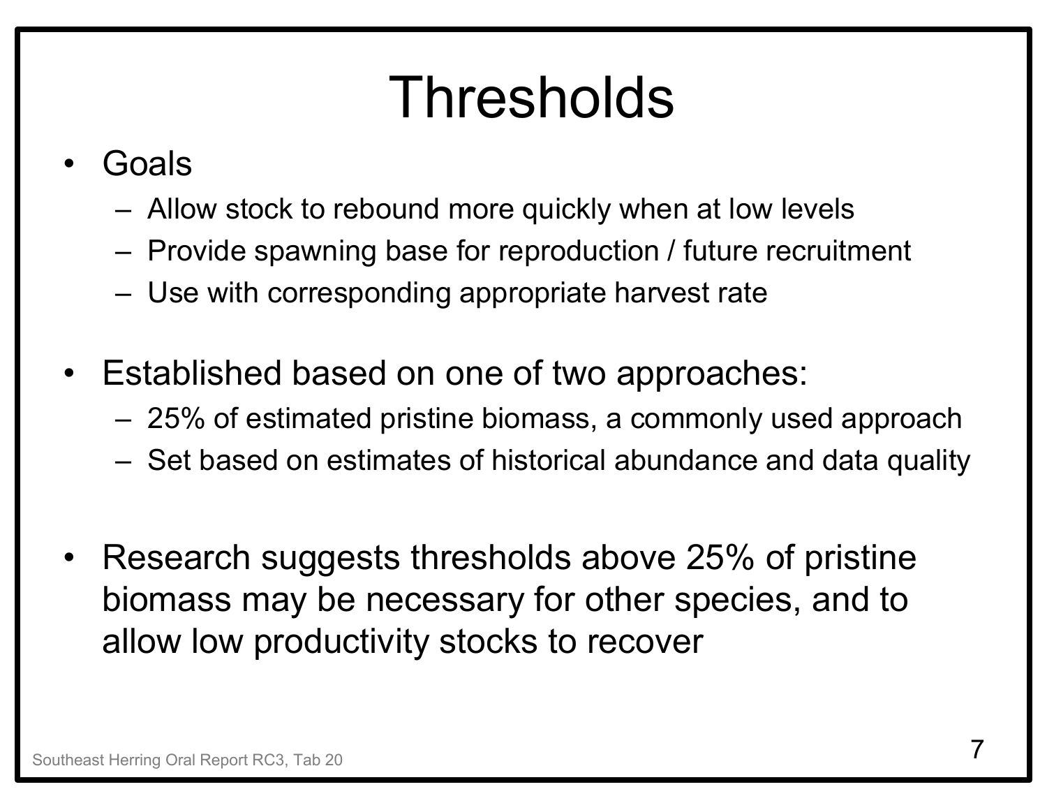# Thresholds

- Goals
  - Allow stock to rebound more quickly when at low levels
  - Provide spawning base for reproduction / future recruitment
  - Use with corresponding appropriate harvest rate

- Established based on one of two approaches:
  - 25% of estimated pristine biomass, a commonly used approach
  - Set based on estimates of historical abundance and data quality

- Research suggests thresholds above 25% of pristine biomass may be necessary for other species, and to allow low productivity stocks to recover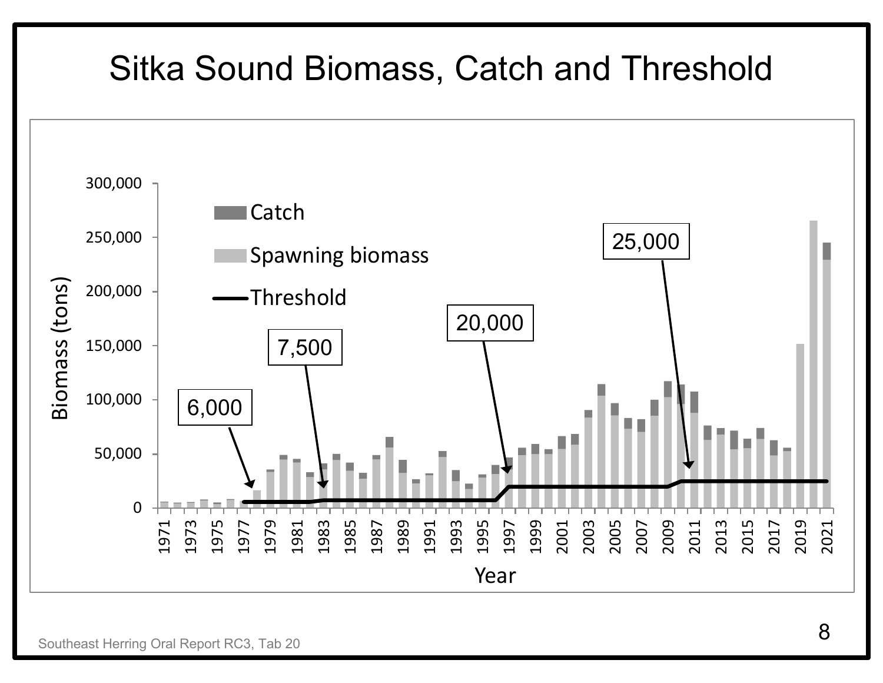# Sitka Sound Biomass, Catch and Threshold

Southeast Herring Oral Report RC3, Tab 20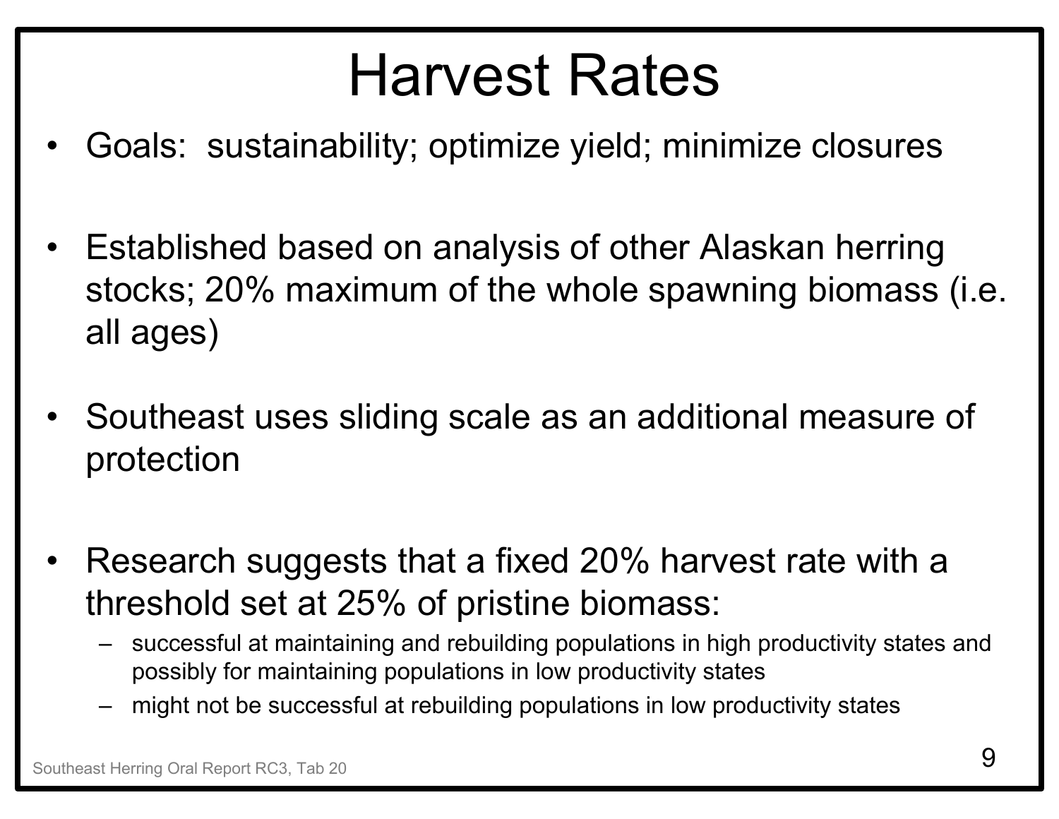# Harvest Rates

- Goals: sustainability; optimize yield; minimize closures
- Established based on analysis of other Alaskan herring stocks; 20% maximum of the whole spawning biomass (i.e. all ages)
- Southeast uses sliding scale as an additional measure of protection
- Research suggests that a fixed 20% harvest rate with a threshold set at 25% of pristine biomass:
  - successful at maintaining and rebuilding populations in high productivity states and possibly for maintaining populations in low productivity states
  - might not be successful at rebuilding populations in low productivity states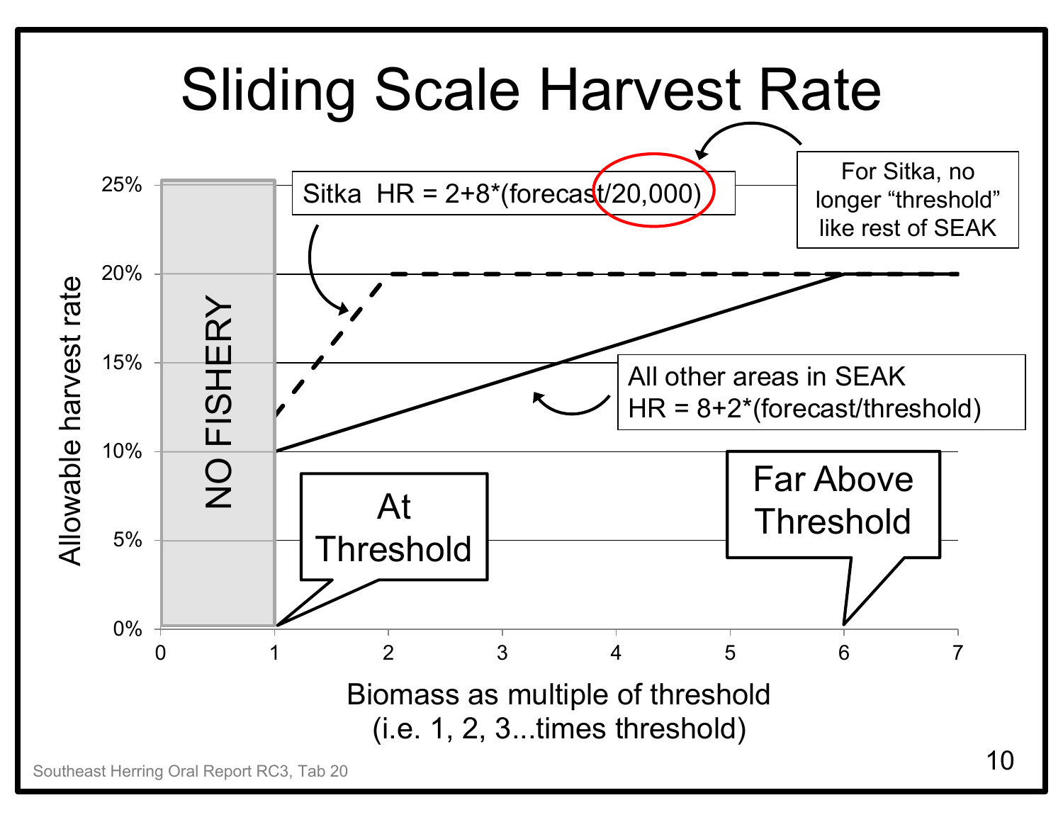# Sliding Scale Harvest Rate

Sitka HR = 2+8*(forecast/20,000)

For Sitka, no longer "threshold" like rest of SEAK

All other areas in SEAK HR = 8+2*(forecast/threshold)

NO FISHERY

At Threshold

Far Above Threshold

Allowable harvest rate

Biomass as multiple of threshold (i.e. 1, 2, 3...times threshold)

Southeast Herring Oral Report RC3, Tab 20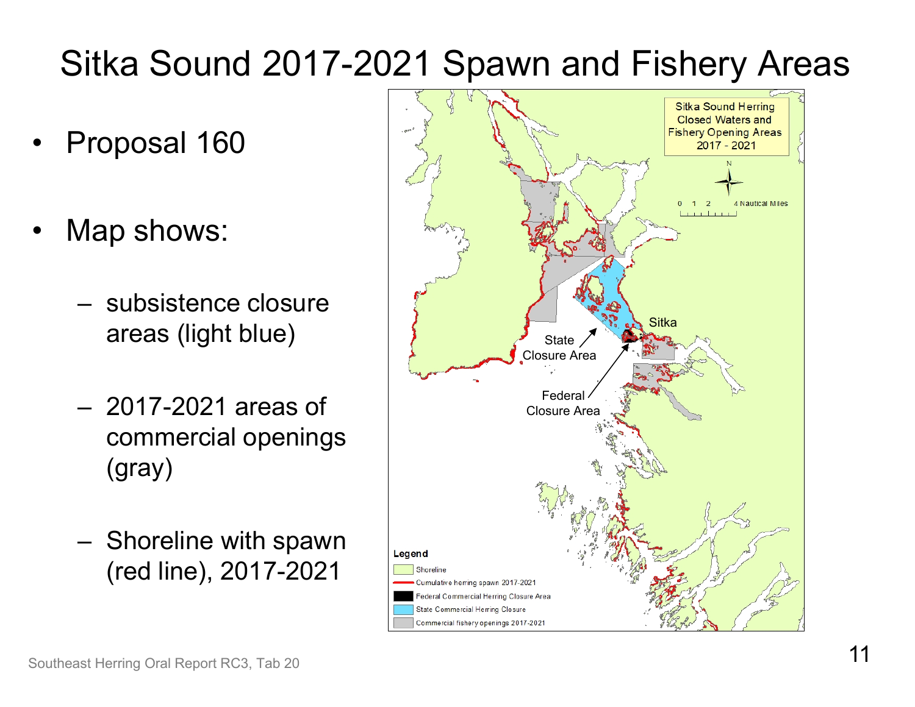# Sitka Sound 2017-2021 Spawn and Fishery Areas

- Proposal 160

- Map shows:
  - subsistence closure areas (light blue)
  - 2017-2021 areas of commercial openings (gray)
  - Shoreline with spawn (red line), 2017-2021

Sitka Sound Herring Closed Waters and Fishery Opening Areas 2017 - 2021

N

0 1 2 4 Nautical Miles

Sitka

State Closure Area

Federal Closure Area

Legend

Shoreline

Cumulative herring spawn 2017-2021

Federal Commercial Herring Closure Area

State Commercial Herring Closure

Commercial fishery openings 2017-2021

Southeast Herring Oral Report RC3, Tab 20